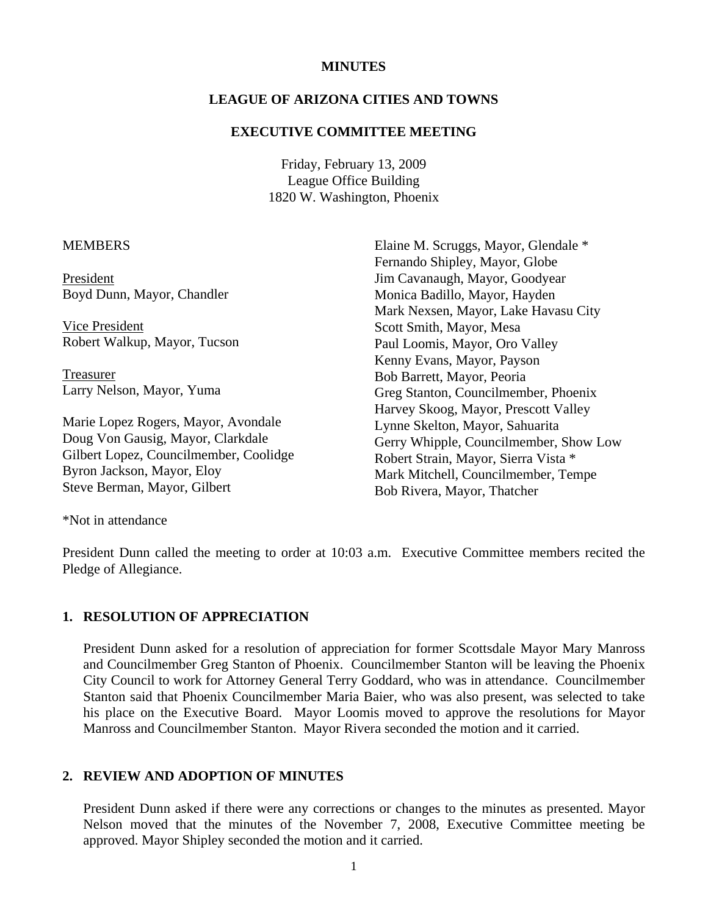**MINUTES**

**LEAGUE OF ARIZONA CITIES AND TOWNS**

**EXECUTIVE COMMITTEE MEETING**

Friday, February 13, 2009
League Office Building
1820 W. Washington, Phoenix

MEMBERS

President
Boyd Dunn, Mayor, Chandler

Vice President
Robert Walkup, Mayor, Tucson

Treasurer
Larry Nelson, Mayor, Yuma

Marie Lopez Rogers, Mayor, Avondale
Doug Von Gausig, Mayor, Clarkdale
Gilbert Lopez, Councilmember, Coolidge
Byron Jackson, Mayor, Eloy
Steve Berman, Mayor, Gilbert
Elaine M. Scruggs, Mayor, Glendale *
Fernando Shipley, Mayor, Globe
Jim Cavanaugh, Mayor, Goodyear
Monica Badillo, Mayor, Hayden
Mark Nexsen, Mayor, Lake Havasu City
Scott Smith, Mayor, Mesa
Paul Loomis, Mayor, Oro Valley
Kenny Evans, Mayor, Payson
Bob Barrett, Mayor, Peoria
Greg Stanton, Councilmember, Phoenix
Harvey Skoog, Mayor, Prescott Valley
Lynne Skelton, Mayor, Sahuarita
Gerry Whipple, Councilmember, Show Low
Robert Strain, Mayor, Sierra Vista *
Mark Mitchell, Councilmember, Tempe
Bob Rivera, Mayor, Thatcher

*Not in attendance

President Dunn called the meeting to order at 10:03 a.m. Executive Committee members recited the Pledge of Allegiance.

## 1. RESOLUTION OF APPRECIATION

President Dunn asked for a resolution of appreciation for former Scottsdale Mayor Mary Manross and Councilmember Greg Stanton of Phoenix. Councilmember Stanton will be leaving the Phoenix City Council to work for Attorney General Terry Goddard, who was in attendance. Councilmember Stanton said that Phoenix Councilmember Maria Baier, who was also present, was selected to take his place on the Executive Board. Mayor Loomis moved to approve the resolutions for Mayor Manross and Councilmember Stanton. Mayor Rivera seconded the motion and it carried.

## 2. REVIEW AND ADOPTION OF MINUTES

President Dunn asked if there were any corrections or changes to the minutes as presented. Mayor Nelson moved that the minutes of the November 7, 2008, Executive Committee meeting be approved. Mayor Shipley seconded the motion and it carried.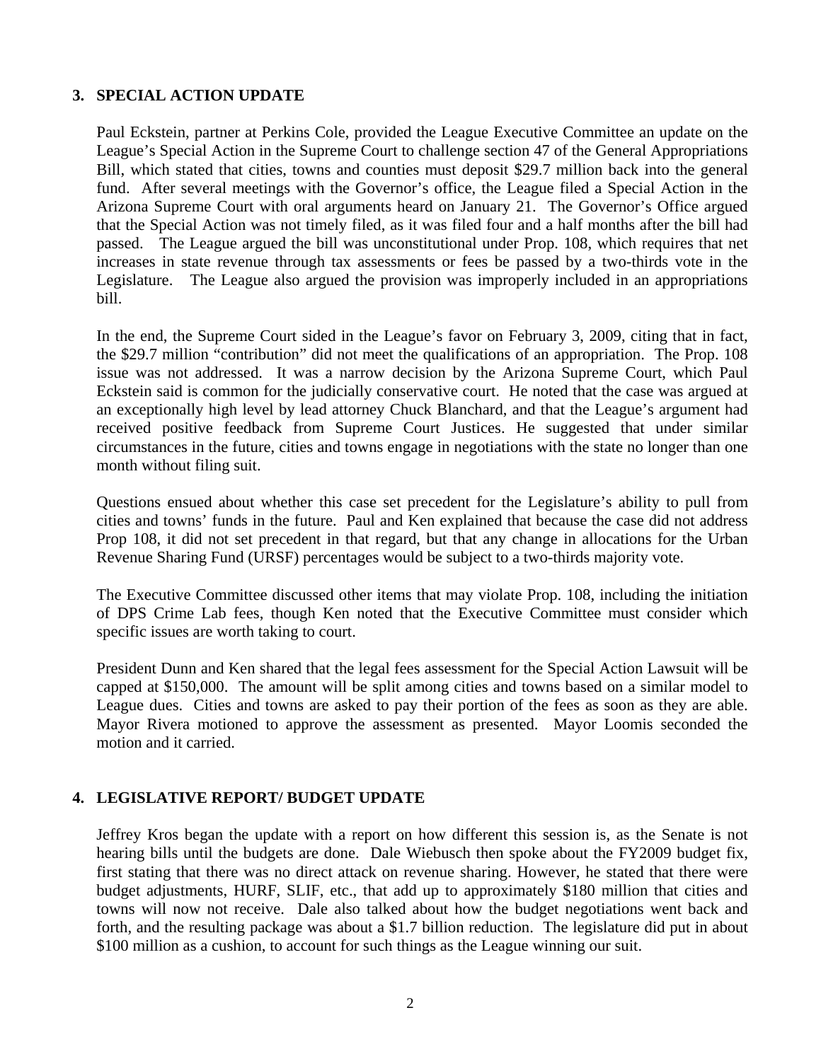## 3. SPECIAL ACTION UPDATE

Paul Eckstein, partner at Perkins Cole, provided the League Executive Committee an update on the League's Special Action in the Supreme Court to challenge section 47 of the General Appropriations Bill, which stated that cities, towns and counties must deposit $29.7 million back into the general fund. After several meetings with the Governor's office, the League filed a Special Action in the Arizona Supreme Court with oral arguments heard on January 21. The Governor's Office argued that the Special Action was not timely filed, as it was filed four and a half months after the bill had passed. The League argued the bill was unconstitutional under Prop. 108, which requires that net increases in state revenue through tax assessments or fees be passed by a two-thirds vote in the Legislature. The League also argued the provision was improperly included in an appropriations bill.

In the end, the Supreme Court sided in the League's favor on February 3, 2009, citing that in fact, the $29.7 million "contribution" did not meet the qualifications of an appropriation. The Prop. 108 issue was not addressed. It was a narrow decision by the Arizona Supreme Court, which Paul Eckstein said is common for the judicially conservative court. He noted that the case was argued at an exceptionally high level by lead attorney Chuck Blanchard, and that the League's argument had received positive feedback from Supreme Court Justices. He suggested that under similar circumstances in the future, cities and towns engage in negotiations with the state no longer than one month without filing suit.

Questions ensued about whether this case set precedent for the Legislature's ability to pull from cities and towns' funds in the future. Paul and Ken explained that because the case did not address Prop 108, it did not set precedent in that regard, but that any change in allocations for the Urban Revenue Sharing Fund (URSF) percentages would be subject to a two-thirds majority vote.

The Executive Committee discussed other items that may violate Prop. 108, including the initiation of DPS Crime Lab fees, though Ken noted that the Executive Committee must consider which specific issues are worth taking to court.

President Dunn and Ken shared that the legal fees assessment for the Special Action Lawsuit will be capped at $150,000. The amount will be split among cities and towns based on a similar model to League dues. Cities and towns are asked to pay their portion of the fees as soon as they are able. Mayor Rivera motioned to approve the assessment as presented. Mayor Loomis seconded the motion and it carried.

## 4. LEGISLATIVE REPORT/ BUDGET UPDATE

Jeffrey Kros began the update with a report on how different this session is, as the Senate is not hearing bills until the budgets are done. Dale Wiebusch then spoke about the FY2009 budget fix, first stating that there was no direct attack on revenue sharing. However, he stated that there were budget adjustments, HURF, SLIF, etc., that add up to approximately $180 million that cities and towns will now not receive. Dale also talked about how the budget negotiations went back and forth, and the resulting package was about a $1.7 billion reduction. The legislature did put in about $100 million as a cushion, to account for such things as the League winning our suit.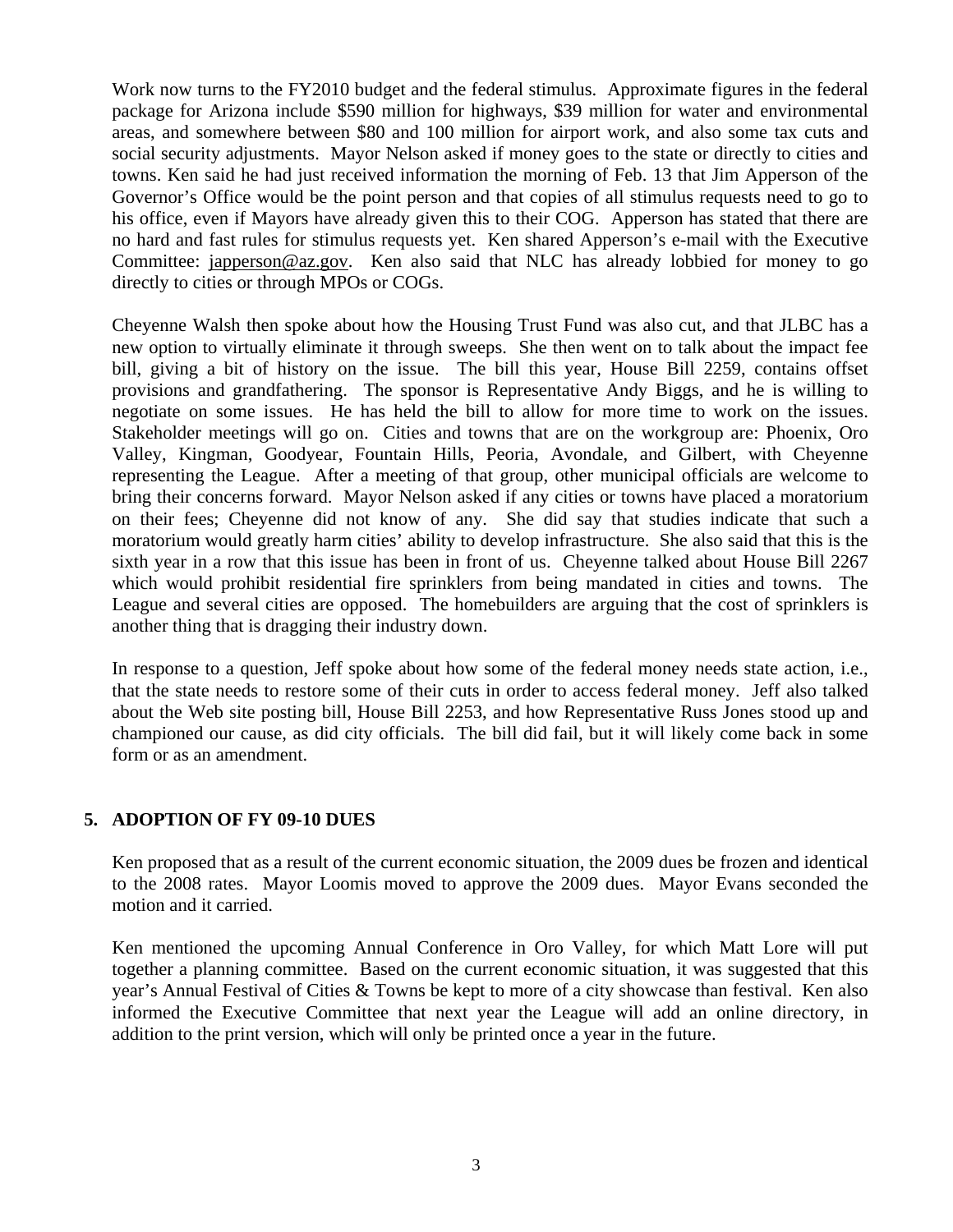Work now turns to the FY2010 budget and the federal stimulus. Approximate figures in the federal package for Arizona include $590 million for highways, $39 million for water and environmental areas, and somewhere between $80 and 100 million for airport work, and also some tax cuts and social security adjustments. Mayor Nelson asked if money goes to the state or directly to cities and towns. Ken said he had just received information the morning of Feb. 13 that Jim Apperson of the Governor's Office would be the point person and that copies of all stimulus requests need to go to his office, even if Mayors have already given this to their COG. Apperson has stated that there are no hard and fast rules for stimulus requests yet. Ken shared Apperson's e-mail with the Executive Committee: japperson@az.gov. Ken also said that NLC has already lobbied for money to go directly to cities or through MPOs or COGs.

Cheyenne Walsh then spoke about how the Housing Trust Fund was also cut, and that JLBC has a new option to virtually eliminate it through sweeps. She then went on to talk about the impact fee bill, giving a bit of history on the issue. The bill this year, House Bill 2259, contains offset provisions and grandfathering. The sponsor is Representative Andy Biggs, and he is willing to negotiate on some issues. He has held the bill to allow for more time to work on the issues. Stakeholder meetings will go on. Cities and towns that are on the workgroup are: Phoenix, Oro Valley, Kingman, Goodyear, Fountain Hills, Peoria, Avondale, and Gilbert, with Cheyenne representing the League. After a meeting of that group, other municipal officials are welcome to bring their concerns forward. Mayor Nelson asked if any cities or towns have placed a moratorium on their fees; Cheyenne did not know of any. She did say that studies indicate that such a moratorium would greatly harm cities' ability to develop infrastructure. She also said that this is the sixth year in a row that this issue has been in front of us. Cheyenne talked about House Bill 2267 which would prohibit residential fire sprinklers from being mandated in cities and towns. The League and several cities are opposed. The homebuilders are arguing that the cost of sprinklers is another thing that is dragging their industry down.

In response to a question, Jeff spoke about how some of the federal money needs state action, i.e., that the state needs to restore some of their cuts in order to access federal money. Jeff also talked about the Web site posting bill, House Bill 2253, and how Representative Russ Jones stood up and championed our cause, as did city officials. The bill did fail, but it will likely come back in some form or as an amendment.

## 5. ADOPTION OF FY 09-10 DUES

Ken proposed that as a result of the current economic situation, the 2009 dues be frozen and identical to the 2008 rates. Mayor Loomis moved to approve the 2009 dues. Mayor Evans seconded the motion and it carried.

Ken mentioned the upcoming Annual Conference in Oro Valley, for which Matt Lore will put together a planning committee. Based on the current economic situation, it was suggested that this year's Annual Festival of Cities & Towns be kept to more of a city showcase than festival. Ken also informed the Executive Committee that next year the League will add an online directory, in addition to the print version, which will only be printed once a year in the future.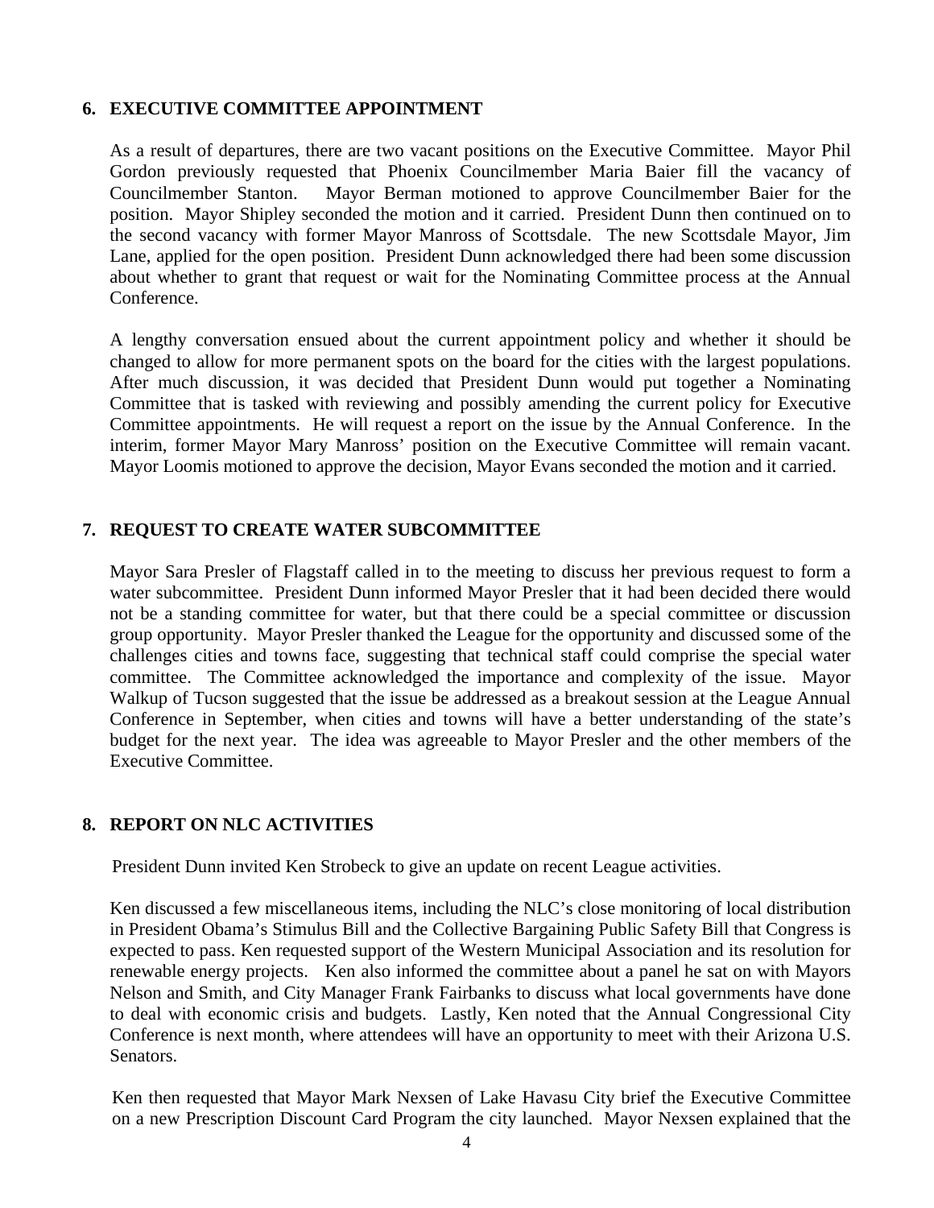## 6. EXECUTIVE COMMITTEE APPOINTMENT

As a result of departures, there are two vacant positions on the Executive Committee. Mayor Phil Gordon previously requested that Phoenix Councilmember Maria Baier fill the vacancy of Councilmember Stanton. Mayor Berman motioned to approve Councilmember Baier for the position. Mayor Shipley seconded the motion and it carried. President Dunn then continued on to the second vacancy with former Mayor Manross of Scottsdale. The new Scottsdale Mayor, Jim Lane, applied for the open position. President Dunn acknowledged there had been some discussion about whether to grant that request or wait for the Nominating Committee process at the Annual Conference.

A lengthy conversation ensued about the current appointment policy and whether it should be changed to allow for more permanent spots on the board for the cities with the largest populations. After much discussion, it was decided that President Dunn would put together a Nominating Committee that is tasked with reviewing and possibly amending the current policy for Executive Committee appointments. He will request a report on the issue by the Annual Conference. In the interim, former Mayor Mary Manross' position on the Executive Committee will remain vacant. Mayor Loomis motioned to approve the decision, Mayor Evans seconded the motion and it carried.

## 7. REQUEST TO CREATE WATER SUBCOMMITTEE

Mayor Sara Presler of Flagstaff called in to the meeting to discuss her previous request to form a water subcommittee. President Dunn informed Mayor Presler that it had been decided there would not be a standing committee for water, but that there could be a special committee or discussion group opportunity. Mayor Presler thanked the League for the opportunity and discussed some of the challenges cities and towns face, suggesting that technical staff could comprise the special water committee. The Committee acknowledged the importance and complexity of the issue. Mayor Walkup of Tucson suggested that the issue be addressed as a breakout session at the League Annual Conference in September, when cities and towns will have a better understanding of the state's budget for the next year. The idea was agreeable to Mayor Presler and the other members of the Executive Committee.

## 8. REPORT ON NLC ACTIVITIES

President Dunn invited Ken Strobeck to give an update on recent League activities.

Ken discussed a few miscellaneous items, including the NLC's close monitoring of local distribution in President Obama's Stimulus Bill and the Collective Bargaining Public Safety Bill that Congress is expected to pass. Ken requested support of the Western Municipal Association and its resolution for renewable energy projects. Ken also informed the committee about a panel he sat on with Mayors Nelson and Smith, and City Manager Frank Fairbanks to discuss what local governments have done to deal with economic crisis and budgets. Lastly, Ken noted that the Annual Congressional City Conference is next month, where attendees will have an opportunity to meet with their Arizona U.S. Senators.

Ken then requested that Mayor Mark Nexsen of Lake Havasu City brief the Executive Committee on a new Prescription Discount Card Program the city launched. Mayor Nexsen explained that the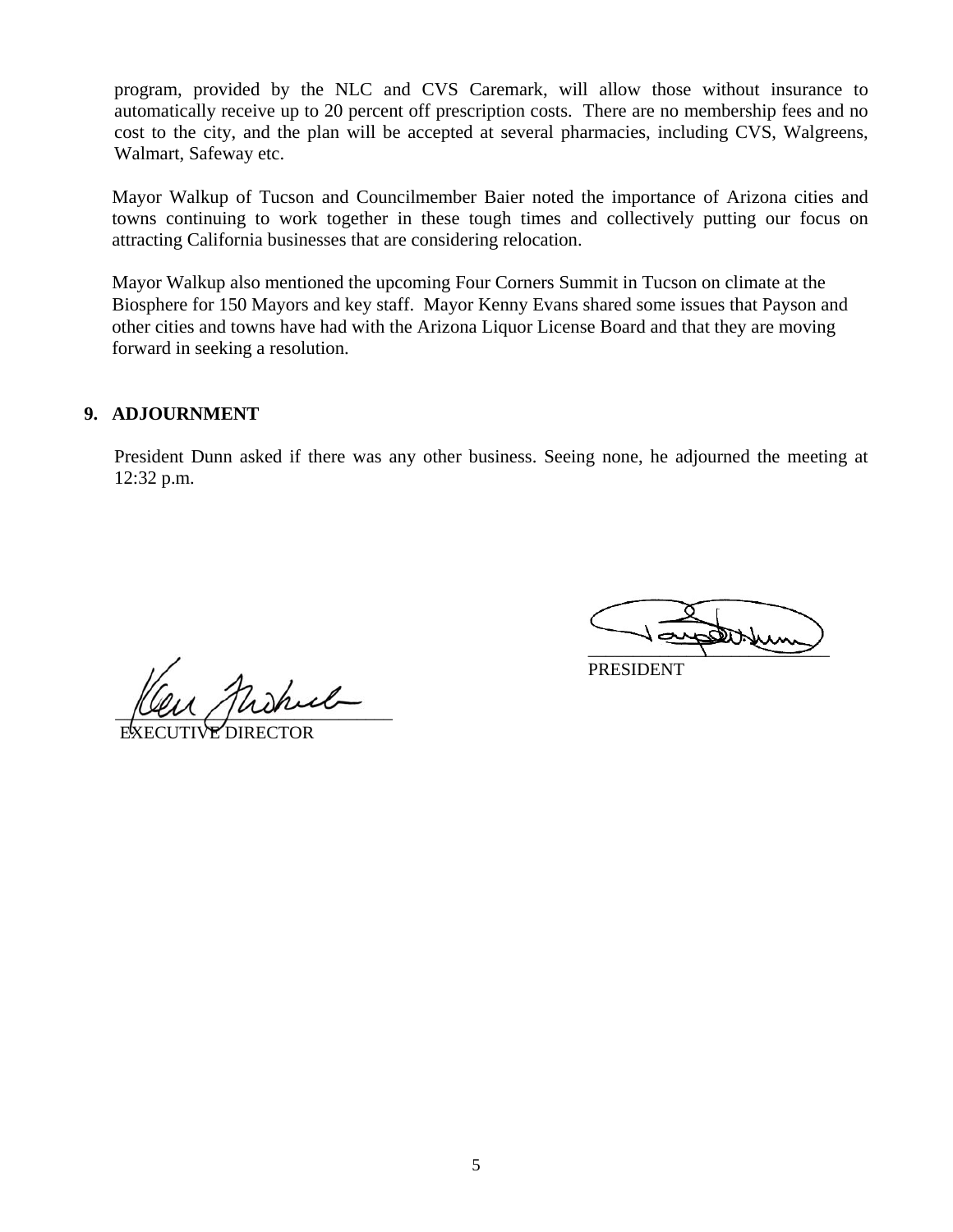program, provided by the NLC and CVS Caremark, will allow those without insurance to automatically receive up to 20 percent off prescription costs. There are no membership fees and no cost to the city, and the plan will be accepted at several pharmacies, including CVS, Walgreens, Walmart, Safeway etc.

Mayor Walkup of Tucson and Councilmember Baier noted the importance of Arizona cities and towns continuing to work together in these tough times and collectively putting our focus on attracting California businesses that are considering relocation.

Mayor Walkup also mentioned the upcoming Four Corners Summit in Tucson on climate at the Biosphere for 150 Mayors and key staff. Mayor Kenny Evans shared some issues that Payson and other cities and towns have had with the Arizona Liquor License Board and that they are moving forward in seeking a resolution.

## 9. ADJOURNMENT

President Dunn asked if there was any other business. Seeing none, he adjourned the meeting at 12:32 p.m.

\_\_\_\_\_\_\_\_\_\_\_\_\_\_\_\_\_\_\_\_\_\_\_\_\_\_\_\_
PRESIDENT

\_\_\_\_\_\_\_\_\_\_\_\_\_\_\_\_\_\_\_\_\_\_\_\_\_\_\_\_
EXECUTIVE DIRECTOR